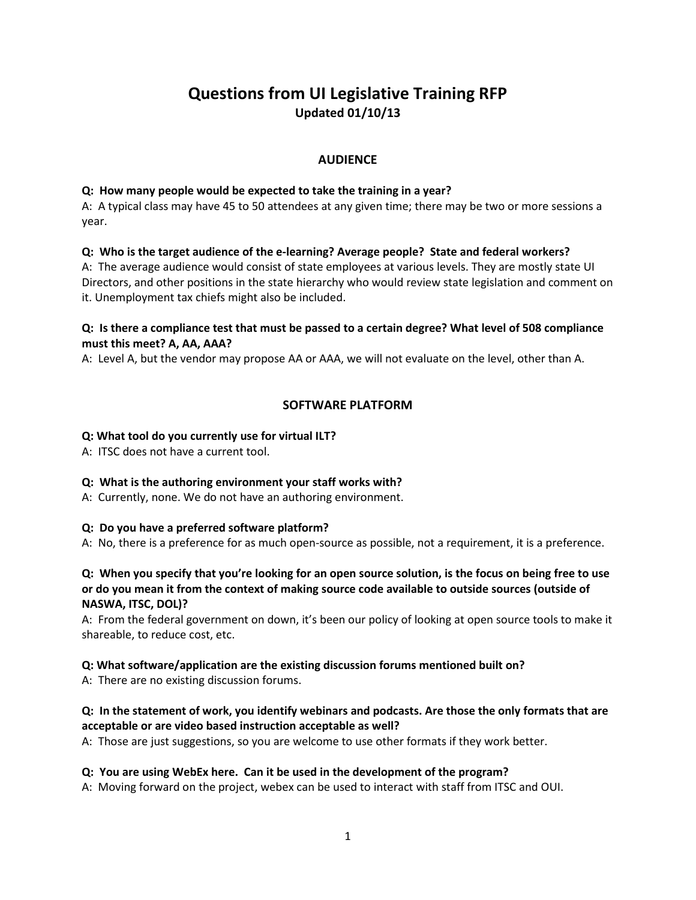# Questions from UI Legislative Training RFP

**Updated 01/10/13**

## AUDIENCE

**Q: How many people would be expected to take the training in a year?**
A: A typical class may have 45 to 50 attendees at any given time; there may be two or more sessions a year.

**Q: Who is the target audience of the e-learning? Average people? State and federal workers?**
A: The average audience would consist of state employees at various levels. They are mostly state UI Directors, and other positions in the state hierarchy who would review state legislation and comment on it. Unemployment tax chiefs might also be included.

**Q: Is there a compliance test that must be passed to a certain degree? What level of 508 compliance must this meet? A, AA, AAA?**
A: Level A, but the vendor may propose AA or AAA, we will not evaluate on the level, other than A.

## SOFTWARE PLATFORM

**Q: What tool do you currently use for virtual ILT?**
A: ITSC does not have a current tool.

**Q: What is the authoring environment your staff works with?**
A: Currently, none. We do not have an authoring environment.

**Q: Do you have a preferred software platform?**
A: No, there is a preference for as much open-source as possible, not a requirement, it is a preference.

**Q: When you specify that you're looking for an open source solution, is the focus on being free to use or do you mean it from the context of making source code available to outside sources (outside of NASWA, ITSC, DOL)?**
A: From the federal government on down, it's been our policy of looking at open source tools to make it shareable, to reduce cost, etc.

**Q: What software/application are the existing discussion forums mentioned built on?**
A: There are no existing discussion forums.

**Q: In the statement of work, you identify webinars and podcasts. Are those the only formats that are acceptable or are video based instruction acceptable as well?**
A: Those are just suggestions, so you are welcome to use other formats if they work better.

**Q: You are using WebEx here. Can it be used in the development of the program?**
A: Moving forward on the project, webex can be used to interact with staff from ITSC and OUI.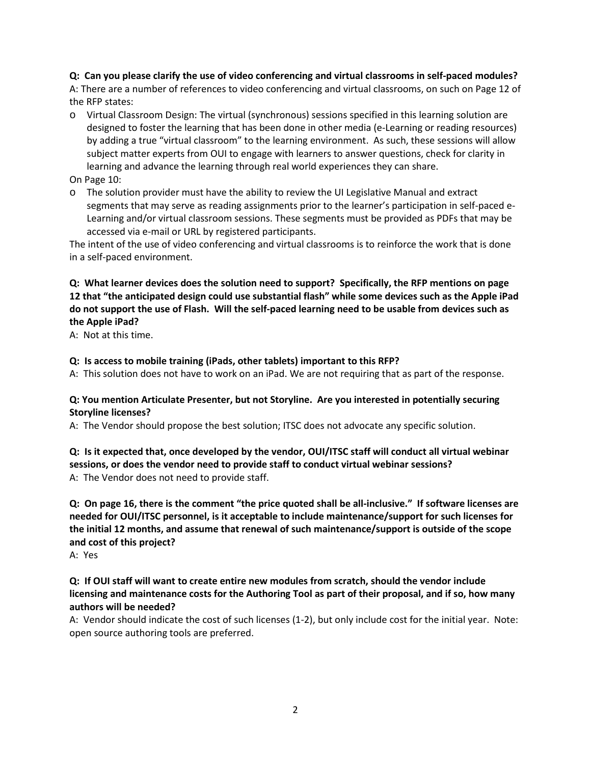**Q: Can you please clarify the use of video conferencing and virtual classrooms in self-paced modules?**

A: There are a number of references to video conferencing and virtual classrooms, on such on Page 12 of the RFP states:

- Virtual Classroom Design: The virtual (synchronous) sessions specified in this learning solution are designed to foster the learning that has been done in other media (e-Learning or reading resources) by adding a true "virtual classroom" to the learning environment. As such, these sessions will allow subject matter experts from OUI to engage with learners to answer questions, check for clarity in learning and advance the learning through real world experiences they can share.

On Page 10:

- The solution provider must have the ability to review the UI Legislative Manual and extract segments that may serve as reading assignments prior to the learner's participation in self-paced e-Learning and/or virtual classroom sessions. These segments must be provided as PDFs that may be accessed via e-mail or URL by registered participants.

The intent of the use of video conferencing and virtual classrooms is to reinforce the work that is done in a self-paced environment.

**Q: What learner devices does the solution need to support? Specifically, the RFP mentions on page 12 that "the anticipated design could use substantial flash" while some devices such as the Apple iPad do not support the use of Flash. Will the self-paced learning need to be usable from devices such as the Apple iPad?**

A: Not at this time.

**Q: Is access to mobile training (iPads, other tablets) important to this RFP?**

A: This solution does not have to work on an iPad. We are not requiring that as part of the response.

**Q: You mention Articulate Presenter, but not Storyline. Are you interested in potentially securing Storyline licenses?**

A: The Vendor should propose the best solution; ITSC does not advocate any specific solution.

**Q: Is it expected that, once developed by the vendor, OUI/ITSC staff will conduct all virtual webinar sessions, or does the vendor need to provide staff to conduct virtual webinar sessions?**

A: The Vendor does not need to provide staff.

**Q: On page 16, there is the comment "the price quoted shall be all-inclusive." If software licenses are needed for OUI/ITSC personnel, is it acceptable to include maintenance/support for such licenses for the initial 12 months, and assume that renewal of such maintenance/support is outside of the scope and cost of this project?**

A: Yes

**Q: If OUI staff will want to create entire new modules from scratch, should the vendor include licensing and maintenance costs for the Authoring Tool as part of their proposal, and if so, how many authors will be needed?**

A: Vendor should indicate the cost of such licenses (1-2), but only include cost for the initial year. Note: open source authoring tools are preferred.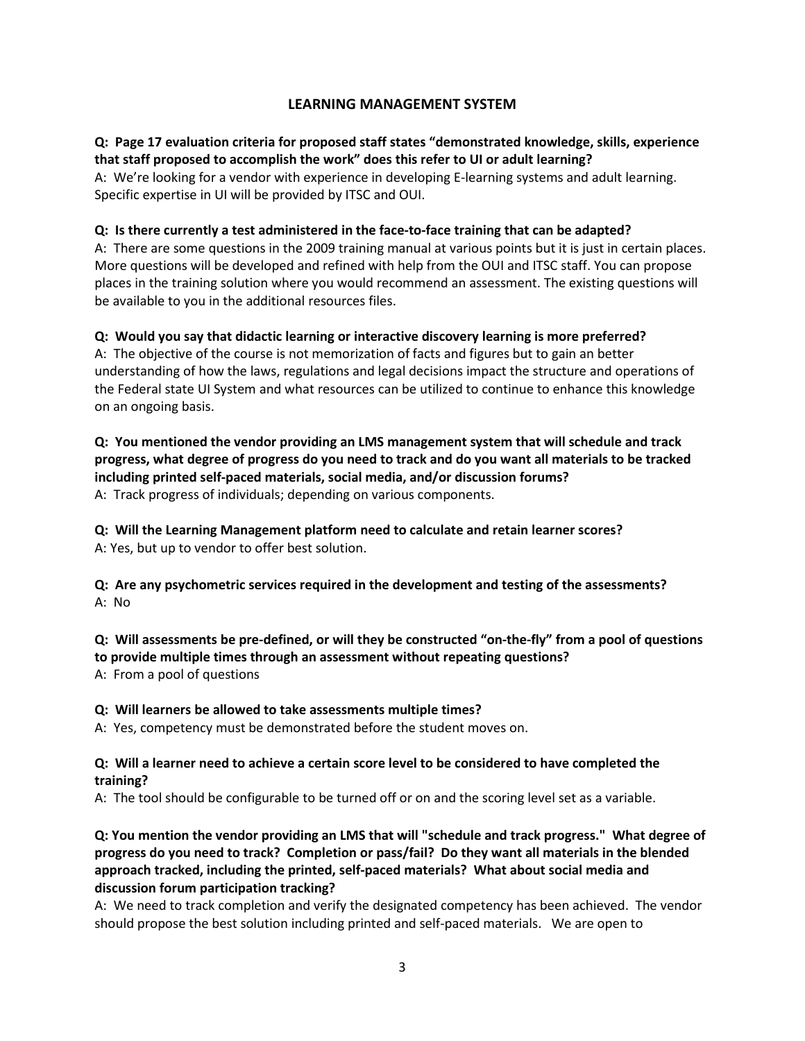## LEARNING MANAGEMENT SYSTEM

**Q: Page 17 evaluation criteria for proposed staff states "demonstrated knowledge, skills, experience that staff proposed to accomplish the work" does this refer to UI or adult learning?**

A: We're looking for a vendor with experience in developing E-learning systems and adult learning. Specific expertise in UI will be provided by ITSC and OUI.

**Q: Is there currently a test administered in the face-to-face training that can be adapted?**

A: There are some questions in the 2009 training manual at various points but it is just in certain places. More questions will be developed and refined with help from the OUI and ITSC staff. You can propose places in the training solution where you would recommend an assessment. The existing questions will be available to you in the additional resources files.

**Q: Would you say that didactic learning or interactive discovery learning is more preferred?**

A: The objective of the course is not memorization of facts and figures but to gain an better understanding of how the laws, regulations and legal decisions impact the structure and operations of the Federal state UI System and what resources can be utilized to continue to enhance this knowledge on an ongoing basis.

**Q: You mentioned the vendor providing an LMS management system that will schedule and track progress, what degree of progress do you need to track and do you want all materials to be tracked including printed self-paced materials, social media, and/or discussion forums?**

A: Track progress of individuals; depending on various components.

**Q: Will the Learning Management platform need to calculate and retain learner scores?**

A: Yes, but up to vendor to offer best solution.

**Q: Are any psychometric services required in the development and testing of the assessments?**

A: No

**Q: Will assessments be pre-defined, or will they be constructed "on-the-fly" from a pool of questions to provide multiple times through an assessment without repeating questions?**

A: From a pool of questions

**Q: Will learners be allowed to take assessments multiple times?**

A: Yes, competency must be demonstrated before the student moves on.

**Q: Will a learner need to achieve a certain score level to be considered to have completed the training?**

A: The tool should be configurable to be turned off or on and the scoring level set as a variable.

**Q: You mention the vendor providing an LMS that will "schedule and track progress." What degree of progress do you need to track? Completion or pass/fail? Do they want all materials in the blended approach tracked, including the printed, self-paced materials? What about social media and discussion forum participation tracking?**

A: We need to track completion and verify the designated competency has been achieved. The vendor should propose the best solution including printed and self-paced materials. We are open to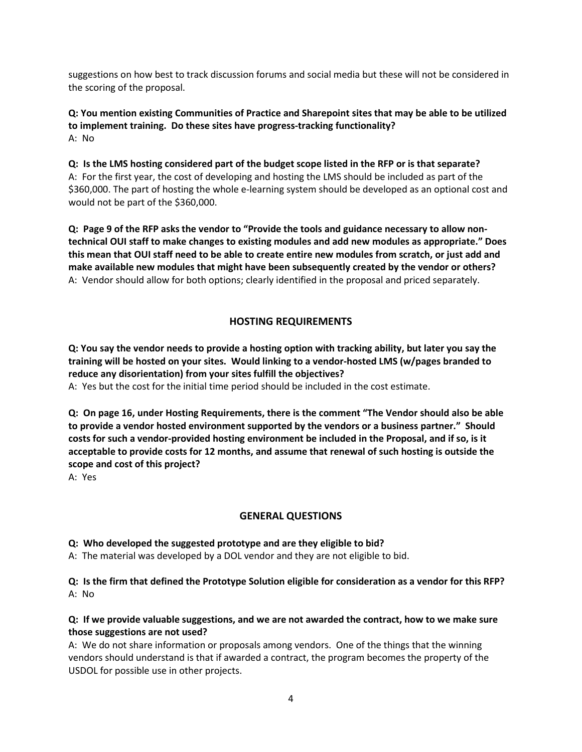suggestions on how best to track discussion forums and social media but these will not be considered in the scoring of the proposal.

**Q: You mention existing Communities of Practice and Sharepoint sites that may be able to be utilized to implement training. Do these sites have progress-tracking functionality?**
A: No

**Q: Is the LMS hosting considered part of the budget scope listed in the RFP or is that separate?**
A: For the first year, the cost of developing and hosting the LMS should be included as part of the $360,000. The part of hosting the whole e-learning system should be developed as an optional cost and would not be part of the $360,000.

**Q: Page 9 of the RFP asks the vendor to "Provide the tools and guidance necessary to allow non-technical OUI staff to make changes to existing modules and add new modules as appropriate." Does this mean that OUI staff need to be able to create entire new modules from scratch, or just add and make available new modules that might have been subsequently created by the vendor or others?**
A: Vendor should allow for both options; clearly identified in the proposal and priced separately.

## HOSTING REQUIREMENTS

**Q: You say the vendor needs to provide a hosting option with tracking ability, but later you say the training will be hosted on your sites. Would linking to a vendor-hosted LMS (w/pages branded to reduce any disorientation) from your sites fulfill the objectives?**
A: Yes but the cost for the initial time period should be included in the cost estimate.

**Q: On page 16, under Hosting Requirements, there is the comment "The Vendor should also be able to provide a vendor hosted environment supported by the vendors or a business partner." Should costs for such a vendor-provided hosting environment be included in the Proposal, and if so, is it acceptable to provide costs for 12 months, and assume that renewal of such hosting is outside the scope and cost of this project?**
A: Yes

## GENERAL QUESTIONS

**Q: Who developed the suggested prototype and are they eligible to bid?**
A: The material was developed by a DOL vendor and they are not eligible to bid.

**Q: Is the firm that defined the Prototype Solution eligible for consideration as a vendor for this RFP?**
A: No

**Q: If we provide valuable suggestions, and we are not awarded the contract, how to we make sure those suggestions are not used?**
A: We do not share information or proposals among vendors. One of the things that the winning vendors should understand is that if awarded a contract, the program becomes the property of the USDOL for possible use in other projects.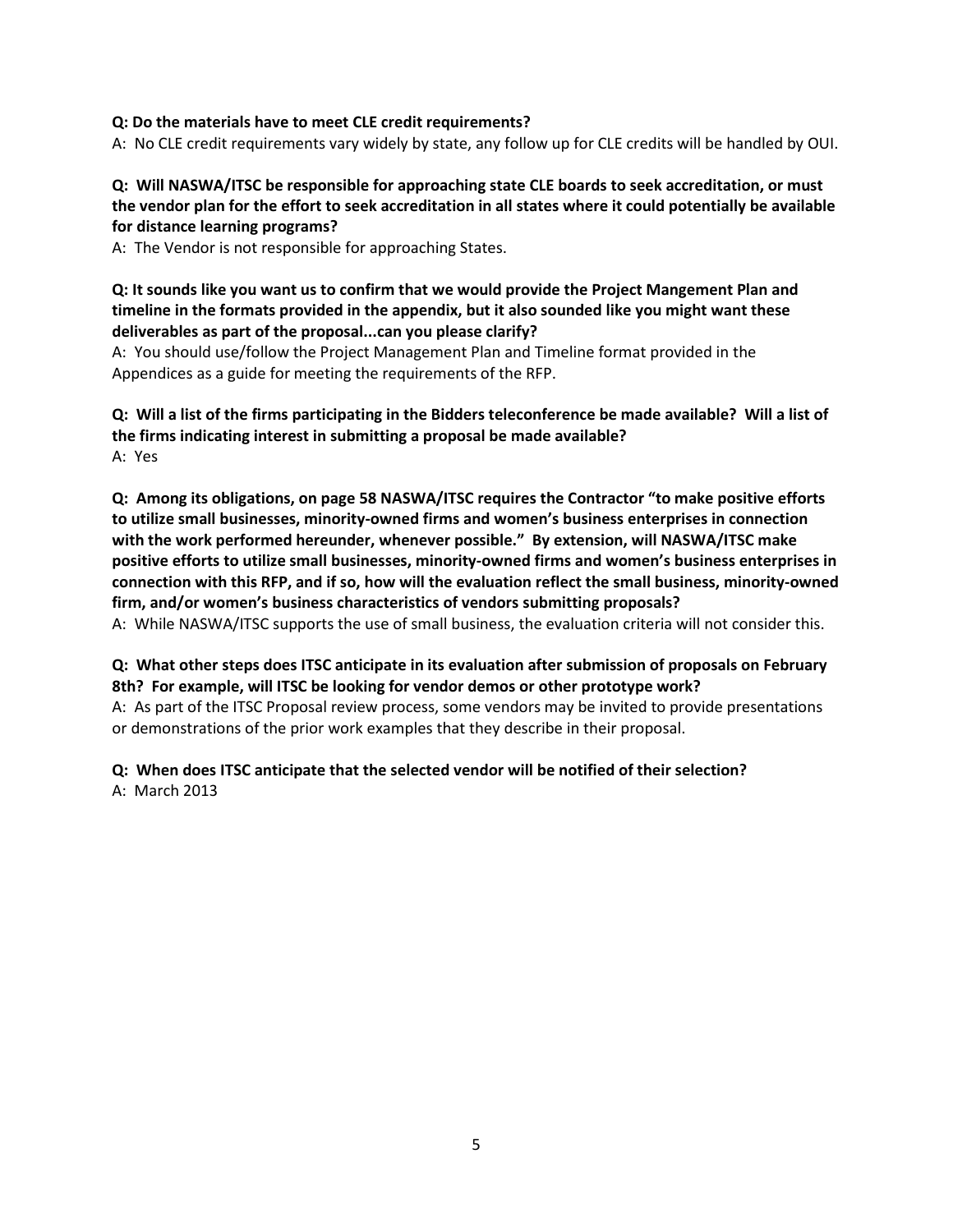**Q: Do the materials have to meet CLE credit requirements?**

A: No CLE credit requirements vary widely by state, any follow up for CLE credits will be handled by OUI.

**Q: Will NASWA/ITSC be responsible for approaching state CLE boards to seek accreditation, or must the vendor plan for the effort to seek accreditation in all states where it could potentially be available for distance learning programs?**

A: The Vendor is not responsible for approaching States.

**Q: It sounds like you want us to confirm that we would provide the Project Mangement Plan and timeline in the formats provided in the appendix, but it also sounded like you might want these deliverables as part of the proposal...can you please clarify?**

A: You should use/follow the Project Management Plan and Timeline format provided in the Appendices as a guide for meeting the requirements of the RFP.

**Q: Will a list of the firms participating in the Bidders teleconference be made available? Will a list of the firms indicating interest in submitting a proposal be made available?**

A: Yes

**Q: Among its obligations, on page 58 NASWA/ITSC requires the Contractor "to make positive efforts to utilize small businesses, minority-owned firms and women's business enterprises in connection with the work performed hereunder, whenever possible." By extension, will NASWA/ITSC make positive efforts to utilize small businesses, minority-owned firms and women's business enterprises in connection with this RFP, and if so, how will the evaluation reflect the small business, minority-owned firm, and/or women's business characteristics of vendors submitting proposals?**

A: While NASWA/ITSC supports the use of small business, the evaluation criteria will not consider this.

**Q: What other steps does ITSC anticipate in its evaluation after submission of proposals on February 8th? For example, will ITSC be looking for vendor demos or other prototype work?**

A: As part of the ITSC Proposal review process, some vendors may be invited to provide presentations or demonstrations of the prior work examples that they describe in their proposal.

**Q: When does ITSC anticipate that the selected vendor will be notified of their selection?**

A: March 2013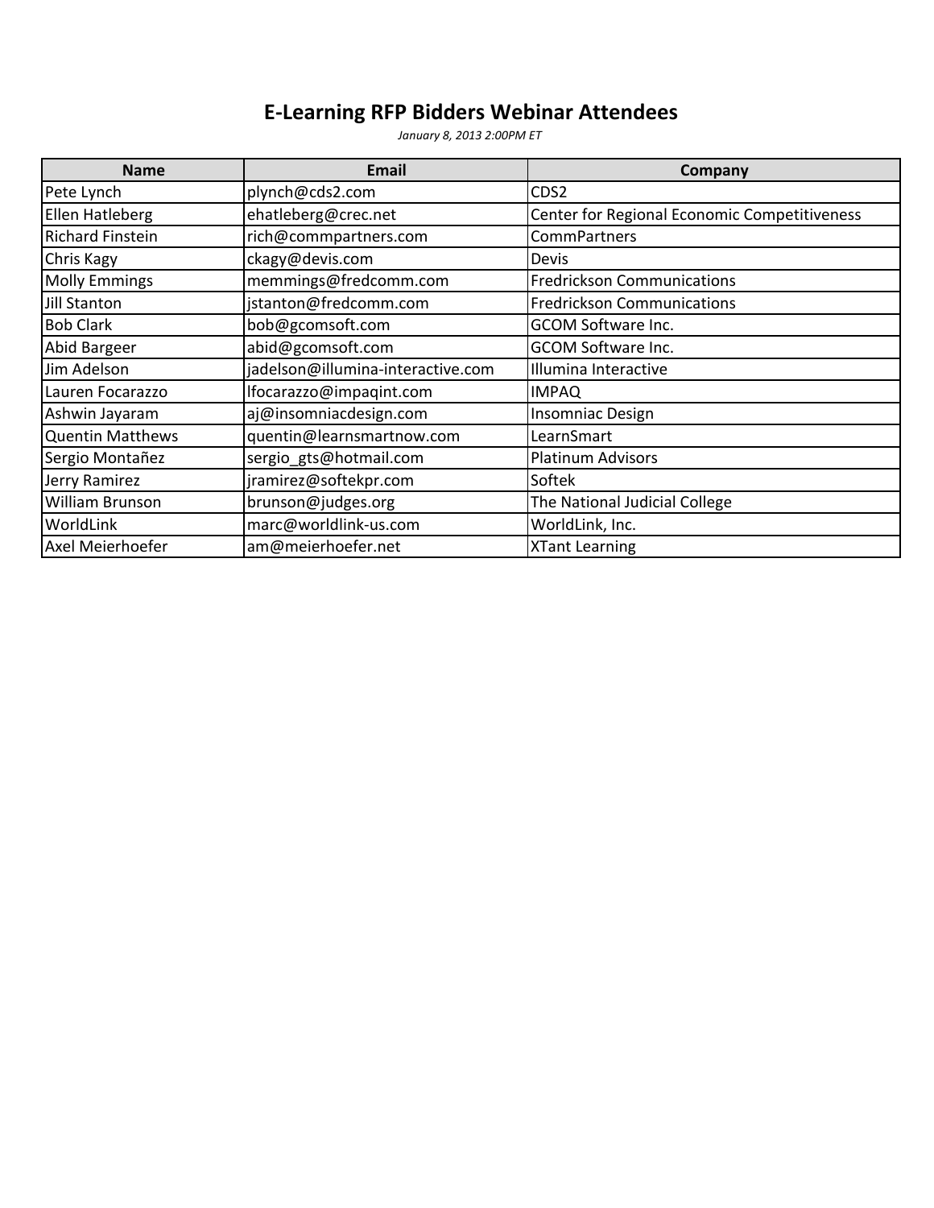# E-Learning RFP Bidders Webinar Attendees

*January 8, 2013 2:00PM ET*

| Name | Email | Company |
|---|---|---|
| Pete Lynch | plynch@cds2.com | CDS2 |
| Ellen Hatleberg | ehatleberg@crec.net | Center for Regional Economic Competitiveness |
| Richard Finstein | rich@commpartners.com | CommPartners |
| Chris Kagy | ckagy@devis.com | Devis |
| Molly Emmings | memmings@fredcomm.com | Fredrickson Communications |
| Jill Stanton | jstanton@fredcomm.com | Fredrickson Communications |
| Bob Clark | bob@gcomsoft.com | GCOM Software Inc. |
| Abid Bargeer | abid@gcomsoft.com | GCOM Software Inc. |
| Jim Adelson | jadelson@illumina-interactive.com | Illumina Interactive |
| Lauren Focarazzo | lfocarazzo@impaqint.com | IMPAQ |
| Ashwin Jayaram | aj@insomniacdesign.com | Insomniac Design |
| Quentin Matthews | quentin@learnsmartnow.com | LearnSmart |
| Sergio Montañez | sergio_gts@hotmail.com | Platinum Advisors |
| Jerry Ramirez | jramirez@softekpr.com | Softek |
| William Brunson | brunson@judges.org | The National Judicial College |
| WorldLink | marc@worldlink-us.com | WorldLink, Inc. |
| Axel Meierhoefer | am@meierhoefer.net | XTant Learning |